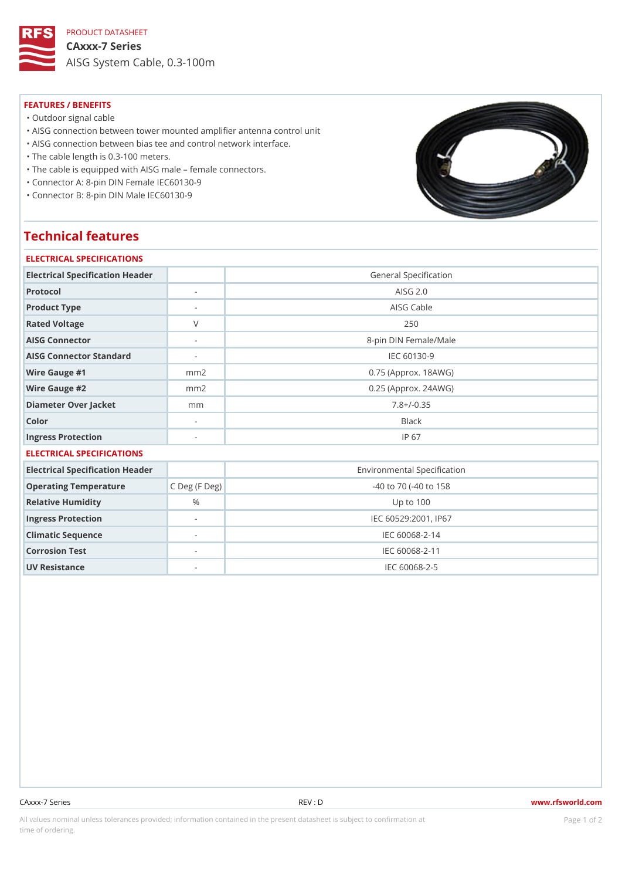PRODUCT DATASHEET

# CAxxx-7 Series

AISG System Cable, 0.3-100m

## FEATURES / BENEFITS

- Outdoor signal cable
- AISG connection between tower mounted amplifier antenna control unit
- AISG connection between bias tee and control network interface.
- The cable length is 0.3-100 meters.
- The cable is equipped with AISG male – female connectors.
- Connector A: 8-pin DIN Female IEC60130-9
- Connector B: 8-pin DIN Male IEC60130-9

## Technical features

### ELECTRICAL SPECIFICATIONS

| Electrical Specification Header | | General Specification |
|---|---|---|
| Protocol | - | AISG 2.0 |
| Product Type | - | AISG Cable |
| Rated Voltage | V | 250 |
| AISG Connector | - | 8-pin DIN Female/Male |
| AISG Connector Standard | - | IEC 60130-9 |
| Wire Gauge #1 | mm2 | 0.75 (Approx. 18AWG) |
| Wire Gauge #2 | mm2 | 0.25 (Approx. 24AWG) |
| Diameter Over Jacket | mm | 7.8+/-0.35 |
| Color | - | Black |
| Ingress Protection | - | IP 67 |

### ELECTRICAL SPECIFICATIONS

| Electrical Specification Header | | Environmental Specification |
|---|---|---|
| Operating Temperature | C Deg (F Deg) | -40 to 70 (-40 to 158 |
| Relative Humidity | % | Up to 100 |
| Ingress Protection | - | IEC 60529:2001, IP67 |
| Climatic Sequence | - | IEC 60068-2-14 |
| Corrosion Test | - | IEC 60068-2-11 |
| UV Resistance | - | IEC 60068-2-5 |

CAxxx-7 Series REV : D www.rfsworld.com

All values nominal unless tolerances provided; information contained in the present datasheet is subject to confirmation at time of ordering.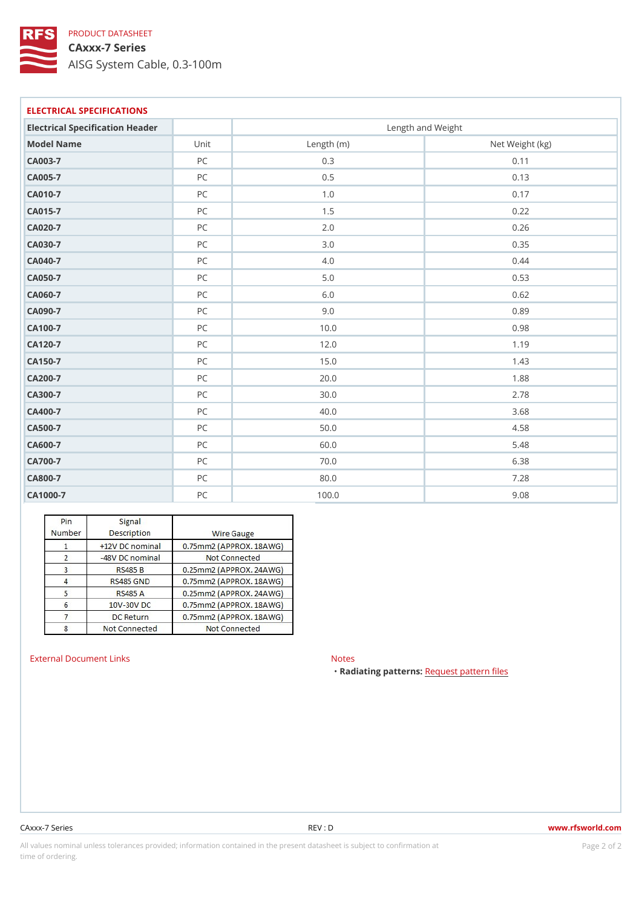## ELECTRICAL SPECIFICATIONS

| Electrical Specification Header | | Length and Weight | |
|---|---|---|---|
| Model Name | Unit | Length (m) | Net Weight (kg) |
| CA003-7 | PC | 0.3 | 0.11 |
| CA005-7 | PC | 0.5 | 0.13 |
| CA010-7 | PC | 1.0 | 0.17 |
| CA015-7 | PC | 1.5 | 0.22 |
| CA020-7 | PC | 2.0 | 0.26 |
| CA030-7 | PC | 3.0 | 0.35 |
| CA040-7 | PC | 4.0 | 0.44 |
| CA050-7 | PC | 5.0 | 0.53 |
| CA060-7 | PC | 6.0 | 0.62 |
| CA090-7 | PC | 9.0 | 0.89 |
| CA100-7 | PC | 10.0 | 0.98 |
| CA120-7 | PC | 12.0 | 1.19 |
| CA150-7 | PC | 15.0 | 1.43 |
| CA200-7 | PC | 20.0 | 1.88 |
| CA300-7 | PC | 30.0 | 2.78 |
| CA400-7 | PC | 40.0 | 3.68 |
| CA500-7 | PC | 50.0 | 4.58 |
| CA600-7 | PC | 60.0 | 5.48 |
| CA700-7 | PC | 70.0 | 6.38 |
| CA800-7 | PC | 80.0 | 7.28 |
| CA1000-7 | PC | 100.0 | 9.08 |

| Pin Number | Signal Description | Wire Gauge |
|---|---|---|
| 1 | +12V DC nominal | 0.75mm2 (APPROX. 18AWG) |
| 2 | -48V DC nominal | Not Connected |
| 3 | RS485 B | 0.25mm2 (APPROX. 24AWG) |
| 4 | RS485 GND | 0.75mm2 (APPROX. 18AWG) |
| 5 | RS485 A | 0.25mm2 (APPROX. 24AWG) |
| 6 | 10V-30V DC | 0.75mm2 (APPROX. 18AWG) |
| 7 | DC Return | 0.75mm2 (APPROX. 18AWG) |
| 8 | Not Connected | Not Connected |

### External Document Links

### Notes

- **Radiating patterns:** Request pattern files

All values nominal unless tolerances provided; information contained in the present datasheet is subject to confirmation at time of ordering.